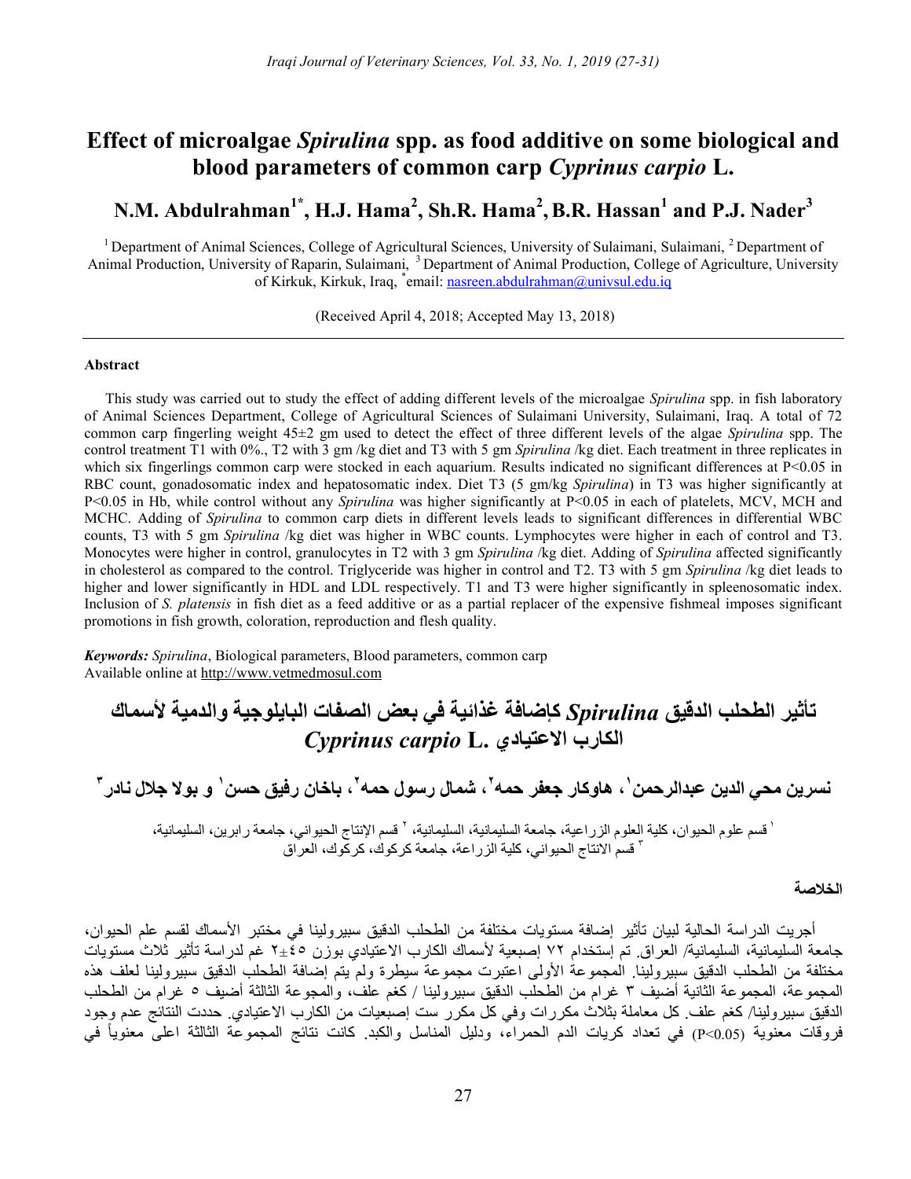# Effect of microalgae *Spirulina* spp. as food additive on some biological and blood parameters of common carp *Cyprinus carpio* L.

**N.M. Abdulrahman[1*], H.J. Hama[2], Sh.R. Hama[2], B.R. Hassan[1] and P.J. Nader[3]**

[1] Department of Animal Sciences, College of Agricultural Sciences, University of Sulaimani, Sulaimani, [2] Department of Animal Production, University of Raparin, Sulaimani, [3] Department of Animal Production, College of Agriculture, University of Kirkuk, Kirkuk, Iraq, [*]email: nasreen.abdulrahman@univsul.edu.iq

(Received April 4, 2018; Accepted May 13, 2018)

### Abstract

This study was carried out to study the effect of adding different levels of the microalgae *Spirulina* spp. in fish laboratory of Animal Sciences Department, College of Agricultural Sciences of Sulaimani University, Sulaimani, Iraq. A total of 72 common carp fingerling weight 45±2 gm used to detect the effect of three different levels of the algae *Spirulina* spp. The control treatment T1 with 0%., T2 with 3 gm /kg diet and T3 with 5 gm *Spirulina* /kg diet. Each treatment in three replicates in which six fingerlings common carp were stocked in each aquarium. Results indicated no significant differences at $P<0.05$ in RBC count, gonadosomatic index and hepatosomatic index. Diet T3 (5 gm/kg *Spirulina*) in T3 was higher significantly at $P<0.05$ in Hb, while control without any *Spirulina* was higher significantly at $P<0.05$ in each of platelets, MCV, MCH and MCHC. Adding of *Spirulina* to common carp diets in different levels leads to significant differences in differential WBC counts, T3 with 5 gm *Spirulina* /kg diet was higher in WBC counts. Lymphocytes were higher in each of control and T3. Monocytes were higher in control, granulocytes in T2 with 3 gm *Spirulina* /kg diet. Adding of *Spirulina* affected significantly in cholesterol as compared to the control. Triglyceride was higher in control and T2. T3 with 5 gm *Spirulina* /kg diet leads to higher and lower significantly in HDL and LDL respectively. T1 and T3 were higher significantly in spleenosomatic index. Inclusion of *S. platensis* in fish diet as a feed additive or as a partial replacer of the expensive fishmeal imposes significant promotions in fish growth, coloration, reproduction and flesh quality.

***Keywords:*** *Spirulina*, Biological parameters, Blood parameters, common carp
Available online at http://www.vetmedmosul.com

# تأثير الطحلب الدقيق *Spirulina* كإضافة غذائية في بعض الصفات البايلوجية والدمية لأسماك الكارب الاعتيادي *Cyprinus carpio* L.

**نسرين محي الدين عبدالرحمن[1]، هاوكار جعفر حمه[2]، شمال رسول حمه[2]، باخان رفيق حسن[1] و بولا جلال نادر[3]**

[1] قسم علوم الحيوان، كلية العلوم الزراعية، جامعة السليمانية، السليمانية، [2] قسم الإنتاج الحيواني، جامعة رابرين، السليمانية، [3] قسم الانتاج الحيواني، كلية الزراعة، جامعة كركوك، كركوك، العراق

### الخلاصة

أجريت الدراسة الحالية لبيان تأثير إضافة مستويات مختلفة من الطحلب الدقيق سبيرولينا في مختبر الأسماك لقسم علم الحيوان، جامعة السليمانية، السليمانية/ العراق. تم إستخدام ٧٢ إصبعية لأسماك الكارب الاعتيادي بوزن ٤٥±٢ غم لدراسة تأثير ثلاث مستويات مختلفة من الطحلب الدقيق سبيرولينا. المجموعة الأولى اعتبرت مجموعة سيطرة ولم يتم إضافة الطحلب الدقيق سبيرولينا لعلف هذه المجموعة، المجموعة الثانية أضيف ٣ غرام من الطحلب الدقيق سبيرولينا / كغم علف، والمجوعة الثالثة أضيف ٥ غرام من الطحلب الدقيق سبيرولينا/ كغم علف. كل معاملة بثلاث مكررات وفي كل مكرر ست إصبعيات من الكارب الاعتيادي. حددت النتائج عدم وجود فروقات معنوية ($P<0.05$) في تعداد كريات الدم الحمراء، ودليل المناسل والكبد. كانت نتائج المجموعة الثالثة اعلى معنوياً في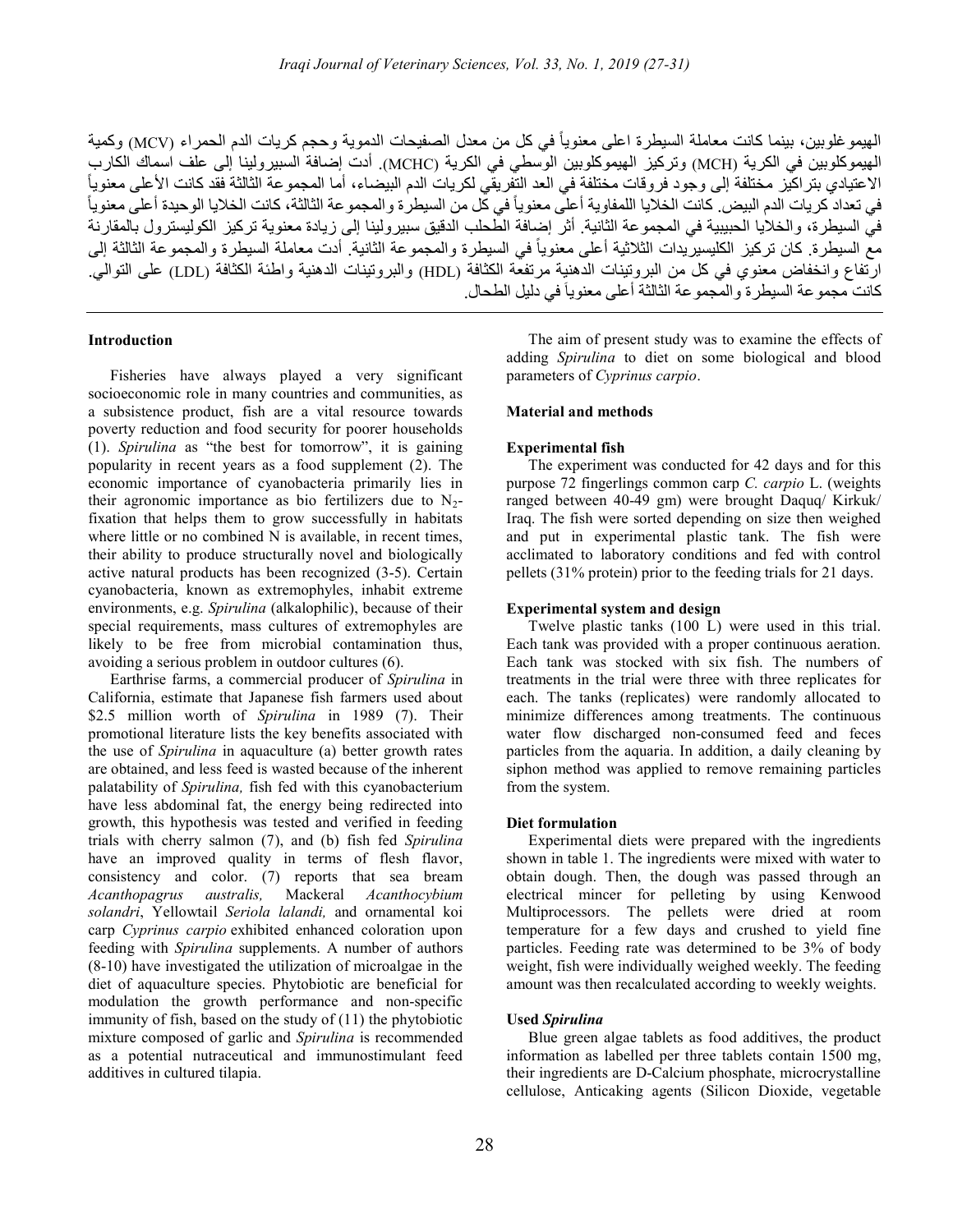الهيموغلوبين، بينما كانت معاملة السيطرة اعلى معنوياً في كل من معدل الصفيحات الدموية وحجم كريات الدم الحمراء (MCV) وكمية الهيموكلوبين في الكرية (MCH) وتركيز الهيموكلوبين الوسطي في الكرية (MCHC). أدت إضافة السبيرولينا إلى علف اسماك الكارب الاعتيادي بتراكيز مختلفة إلى وجود فروقات مختلفة في العد التفريقي لكريات الدم البيضاء، أما المجموعة الثالثة فقد كانت الأعلى معنوياً في تعداد كريات الدم البيض. كانت الخلايا اللمفاوية أعلى معنوياً في كل من السيطرة والمجموعة الثالثة، كانت الخلايا الوحيدة أعلى معنوياً في السيطرة، والخلايا الحبيبية في المجموعة الثانية. أثر إضافة الطحلب الدقيق سبيرولينا إلى زيادة معنوية تركيز الكوليسترول بالمقارنة مع السيطرة. كان تركيز الكليسيريدات الثلاثية أعلى معنوياً في السيطرة والمجموعة الثانية. أدت معاملة السيطرة والمجموعة الثالثة إلى ارتفاع وانخفاض معنوي في كل من البروتينات الدهنية مرتفعة الكثافة (HDL) والبروتينات الدهنية واطئة الكثافة (LDL) على التوالي. كانت مجموعة السيطرة والمجموعة الثالثة أعلى معنوياً في دليل الطحال.

## Introduction

Fisheries have always played a very significant socioeconomic role in many countries and communities, as a subsistence product, fish are a vital resource towards poverty reduction and food security for poorer households (1). *Spirulina* as "the best for tomorrow", it is gaining popularity in recent years as a food supplement (2). The economic importance of cyanobacteria primarily lies in their agronomic importance as bio fertilizers due to $N_2$-fixation that helps them to grow successfully in habitats where little or no combined N is available, in recent times, their ability to produce structurally novel and biologically active natural products has been recognized (3-5). Certain cyanobacteria, known as extremophyles, inhabit extreme environments, e.g. *Spirulina* (alkalophilic), because of their special requirements, mass cultures of extremophyles are likely to be free from microbial contamination thus, avoiding a serious problem in outdoor cultures (6).

Earthrise farms, a commercial producer of *Spirulina* in California, estimate that Japanese fish farmers used about \$2.5 million worth of *Spirulina* in 1989 (7). Their promotional literature lists the key benefits associated with the use of *Spirulina* in aquaculture (a) better growth rates are obtained, and less feed is wasted because of the inherent palatability of *Spirulina,* fish fed with this cyanobacterium have less abdominal fat, the energy being redirected into growth, this hypothesis was tested and verified in feeding trials with cherry salmon (7), and (b) fish fed *Spirulina* have an improved quality in terms of flesh flavor, consistency and color. (7) reports that sea bream *Acanthopagrus australis,* Mackeral *Acanthocybium solandri*, Yellowtail *Seriola lalandi,* and ornamental koi carp *Cyprinus carpio* exhibited enhanced coloration upon feeding with *Spirulina* supplements. A number of authors (8-10) have investigated the utilization of microalgae in the diet of aquaculture species. Phytobiotic are beneficial for modulation the growth performance and non-specific immunity of fish, based on the study of (11) the phytobiotic mixture composed of garlic and *Spirulina* is recommended as a potential nutraceutical and immunostimulant feed additives in cultured tilapia.

The aim of present study was to examine the effects of adding *Spirulina* to diet on some biological and blood parameters of *Cyprinus carpio*.

## Material and methods

### Experimental fish

The experiment was conducted for 42 days and for this purpose 72 fingerlings common carp *C. carpio* L. (weights ranged between 40-49 gm) were brought Daquq/ Kirkuk/ Iraq. The fish were sorted depending on size then weighed and put in experimental plastic tank. The fish were acclimated to laboratory conditions and fed with control pellets (31% protein) prior to the feeding trials for 21 days.

### Experimental system and design

Twelve plastic tanks (100 L) were used in this trial. Each tank was provided with a proper continuous aeration. Each tank was stocked with six fish. The numbers of treatments in the trial were three with three replicates for each. The tanks (replicates) were randomly allocated to minimize differences among treatments. The continuous water flow discharged non-consumed feed and feces particles from the aquaria. In addition, a daily cleaning by siphon method was applied to remove remaining particles from the system.

### Diet formulation

Experimental diets were prepared with the ingredients shown in table 1. The ingredients were mixed with water to obtain dough. Then, the dough was passed through an electrical mincer for pelleting by using Kenwood Multiprocessors. The pellets were dried at room temperature for a few days and crushed to yield fine particles. Feeding rate was determined to be 3% of body weight, fish were individually weighed weekly. The feeding amount was then recalculated according to weekly weights.

### Used *Spirulina*

Blue green algae tablets as food additives, the product information as labelled per three tablets contain 1500 mg, their ingredients are D-Calcium phosphate, microcrystalline cellulose, Anticaking agents (Silicon Dioxide, vegetable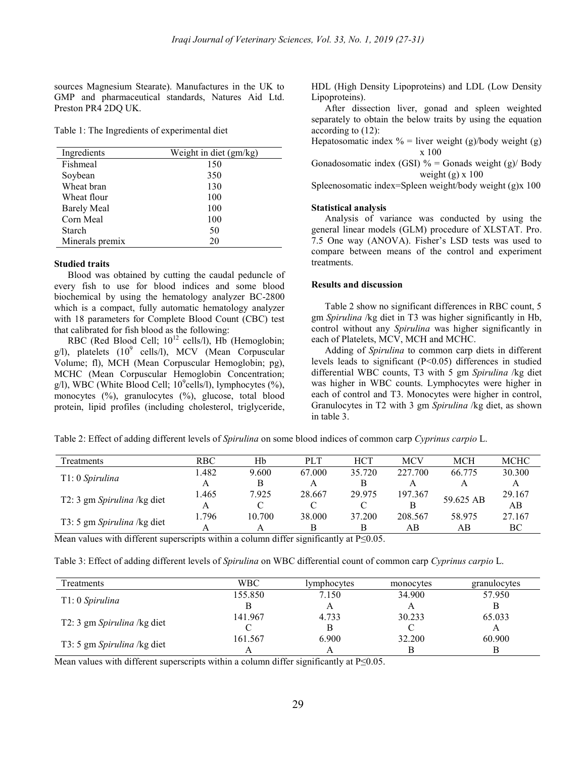sources Magnesium Stearate). Manufactures in the UK to GMP and pharmaceutical standards, Natures Aid Ltd. Preston PR4 2DQ UK.

Table 1: The Ingredients of experimental diet

| Ingredients | Weight in diet (gm/kg) |
|---|---|
| Fishmeal | 150 |
| Soybean | 350 |
| Wheat bran | 130 |
| Wheat flour | 100 |
| Barely Meal | 100 |
| Corn Meal | 100 |
| Starch | 50 |
| Minerals premix | 20 |

### Studied traits

Blood was obtained by cutting the caudal peduncle of every fish to use for blood indices and some blood biochemical by using the hematology analyzer BC-2800 which is a compact, fully automatic hematology analyzer with 18 parameters for Complete Blood Count (CBC) test that calibrated for fish blood as the following:

RBC (Red Blood Cell; $10^{12}$ cells/l), Hb (Hemoglobin; g/l), platelets ($10^{9}$ cells/l), MCV (Mean Corpuscular Volume; fl), MCH (Mean Corpuscular Hemoglobin; pg), MCHC (Mean Corpuscular Hemoglobin Concentration; g/l), WBC (White Blood Cell; $10^{9}$cells/l), lymphocytes (%), monocytes (%), granulocytes (%), glucose, total blood protein, lipid profiles (including cholesterol, triglyceride, HDL (High Density Lipoproteins) and LDL (Low Density Lipoproteins).

After dissection liver, gonad and spleen weighted separately to obtain the below traits by using the equation according to (12):

Hepatosomatic index % = liver weight (g)/body weight (g) x 100

Gonadosomatic index (GSI) % = Gonads weight (g)/ Body weight (g) x 100

Spleenosomatic index=Spleen weight/body weight (g)x 100

### Statistical analysis

Analysis of variance was conducted by using the general linear models (GLM) procedure of XLSTAT. Pro. 7.5 One way (ANOVA). Fisher's LSD tests was used to compare between means of the control and experiment treatments.

### Results and discussion

Table 2 show no significant differences in RBC count, 5 gm *Spirulina* /kg diet in T3 was higher significantly in Hb, control without any *Spirulina* was higher significantly in each of Platelets, MCV, MCH and MCHC.

Adding of *Spirulina* to common carp diets in different levels leads to significant ($P<0.05$) differences in studied differential WBC counts, T3 with 5 gm *Spirulina* /kg diet was higher in WBC counts. Lymphocytes were higher in each of control and T3. Monocytes were higher in control, Granulocytes in T2 with 3 gm *Spirulina* /kg diet, as shown in table 3.

Table 2: Effect of adding different levels of *Spirulina* on some blood indices of common carp *Cyprinus carpio* L.

| Treatments | RBC | Hb | PLT | HCT | MCV | MCH | MCHC |
|---|---|---|---|---|---|---|---|
| T1: 0 *Spirulina* | 1.482 A | 9.600 B | 67.000 A | 35.720 B | 227.700 A | 66.775 A | 30.300 A |
| T2: 3 gm *Spirulina* /kg diet | 1.465 A | 7.925 C | 28.667 C | 29.975 C | 197.367 B | 59.625 AB | 29.167 AB |
| T3: 5 gm *Spirulina* /kg diet | 1.796 A | 10.700 A | 38.000 B | 37.200 B | 208.567 AB | 58.975 AB | 27.167 BC |

Mean values with different superscripts within a column differ significantly at $P\leq0.05$.

Table 3: Effect of adding different levels of *Spirulina* on WBC differential count of common carp *Cyprinus carpio* L.

| Treatments | WBC | lymphocytes | monocytes | granulocytes |
|---|---|---|---|---|
| T1: 0 *Spirulina* | 155.850 B | 7.150 A | 34.900 A | 57.950 B |
| T2: 3 gm *Spirulina* /kg diet | 141.967 C | 4.733 B | 30.233 C | 65.033 A |
| T3: 5 gm *Spirulina* /kg diet | 161.567 A | 6.900 A | 32.200 B | 60.900 B |

Mean values with different superscripts within a column differ significantly at $P\leq0.05$.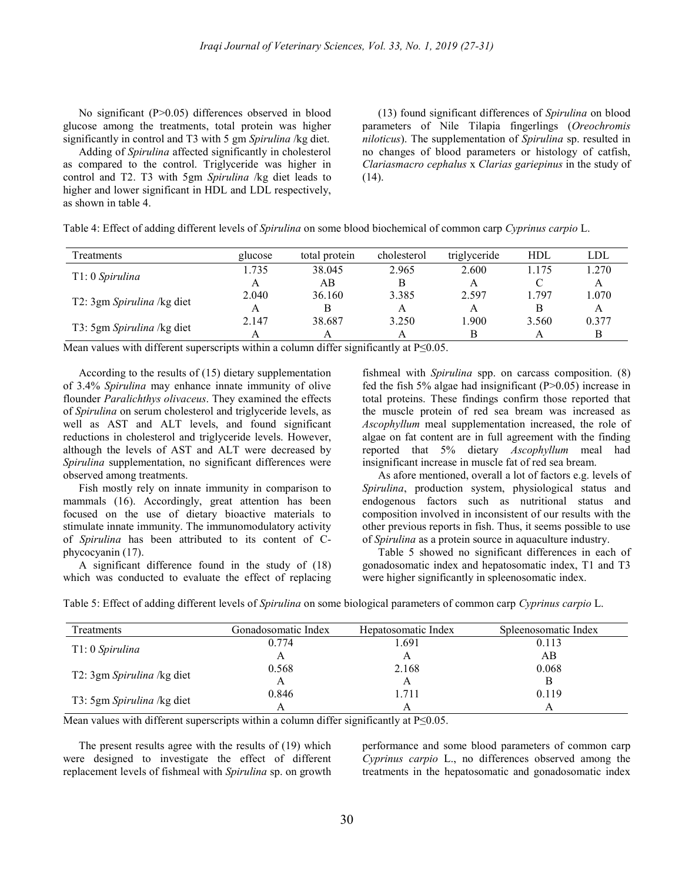No significant (P>0.05) differences observed in blood glucose among the treatments, total protein was higher significantly in control and T3 with 5 gm *Spirulina* /kg diet.

Adding of *Spirulina* affected significantly in cholesterol as compared to the control. Triglyceride was higher in control and T2. T3 with 5gm *Spirulina* /kg diet leads to higher and lower significant in HDL and LDL respectively, as shown in table 4.

(13) found significant differences of *Spirulina* on blood parameters of Nile Tilapia fingerlings (*Oreochromis niloticus*). The supplementation of *Spirulina* sp. resulted in no changes of blood parameters or histology of catfish, *Clariasmacro cephalus* x *Clarias gariepinus* in the study of (14).

Table 4: Effect of adding different levels of *Spirulina* on some blood biochemical of common carp *Cyprinus carpio* L.

| Treatments | glucose | total protein | cholesterol | triglyceride | HDL | LDL |
|---|---|---|---|---|---|---|
| T1: 0 *Spirulina* | 1.735 | 38.045 | 2.965 | 2.600 | 1.175 | 1.270 |
| | A | AB | B | A | C | A |
| T2: 3gm *Spirulina* /kg diet | 2.040 | 36.160 | 3.385 | 2.597 | 1.797 | 1.070 |
| | A | B | A | A | B | A |
| T3: 5gm *Spirulina* /kg diet | 2.147 | 38.687 | 3.250 | 1.900 | 3.560 | 0.377 |
| | A | A | A | B | A | B |

Mean values with different superscripts within a column differ significantly at P≤0.05.

According to the results of (15) dietary supplementation of 3.4% *Spirulina* may enhance innate immunity of olive flounder *Paralichthys olivaceus*. They examined the effects of *Spirulina* on serum cholesterol and triglyceride levels, as well as AST and ALT levels, and found significant reductions in cholesterol and triglyceride levels. However, although the levels of AST and ALT were decreased by *Spirulina* supplementation, no significant differences were observed among treatments.

Fish mostly rely on innate immunity in comparison to mammals (16). Accordingly, great attention has been focused on the use of dietary bioactive materials to stimulate innate immunity. The immunomodulatory activity of *Spirulina* has been attributed to its content of C-phycocyanin (17).

A significant difference found in the study of (18) which was conducted to evaluate the effect of replacing fishmeal with *Spirulina* spp. on carcass composition. (8) fed the fish 5% algae had insignificant (P>0.05) increase in total proteins. These findings confirm those reported that the muscle protein of red sea bream was increased as *Ascophyllum* meal supplementation increased, the role of algae on fat content are in full agreement with the finding reported that 5% dietary *Ascophyllum* meal had insignificant increase in muscle fat of red sea bream.

As afore mentioned, overall a lot of factors e.g. levels of *Spirulina*, production system, physiological status and endogenous factors such as nutritional status and composition involved in inconsistent of our results with the other previous reports in fish. Thus, it seems possible to use of *Spirulina* as a protein source in aquaculture industry.

Table 5 showed no significant differences in each of gonadosomatic index and hepatosomatic index, T1 and T3 were higher significantly in spleenosomatic index.

Table 5: Effect of adding different levels of *Spirulina* on some biological parameters of common carp *Cyprinus carpio* L.

| Treatments | Gonadosomatic Index | Hepatosomatic Index | Spleenosomatic Index |
|---|---|---|---|
| T1: 0 *Spirulina* | 0.774 | 1.691 | 0.113 |
| | A | A | AB |
| T2: 3gm *Spirulina* /kg diet | 0.568 | 2.168 | 0.068 |
| | A | A | B |
| T3: 5gm *Spirulina* /kg diet | 0.846 | 1.711 | 0.119 |
| | A | A | A |

Mean values with different superscripts within a column differ significantly at P≤0.05.

The present results agree with the results of (19) which were designed to investigate the effect of different replacement levels of fishmeal with *Spirulina* sp. on growth performance and some blood parameters of common carp *Cyprinus carpio* L., no differences observed among the treatments in the hepatosomatic and gonadosomatic index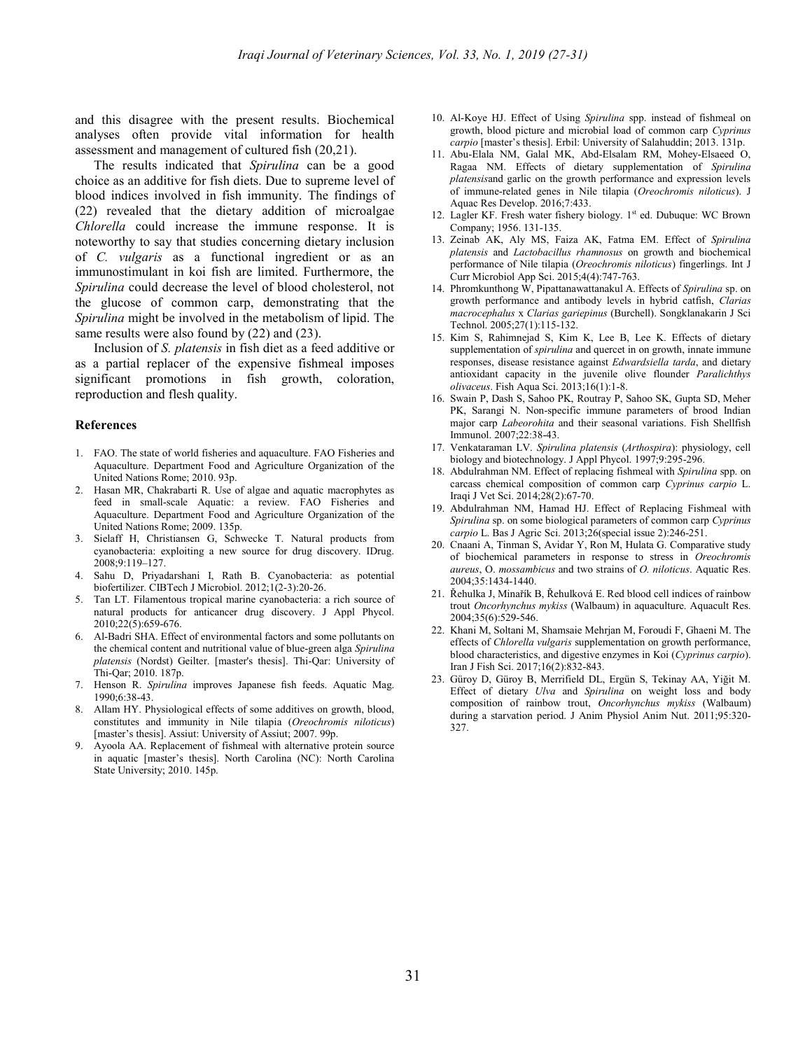and this disagree with the present results. Biochemical analyses often provide vital information for health assessment and management of cultured fish (20,21).

The results indicated that *Spirulina* can be a good choice as an additive for fish diets. Due to supreme level of blood indices involved in fish immunity. The findings of (22) revealed that the dietary addition of microalgae *Chlorella* could increase the immune response. It is noteworthy to say that studies concerning dietary inclusion of *C. vulgaris* as a functional ingredient or as an immunostimulant in koi fish are limited. Furthermore, the *Spirulina* could decrease the level of blood cholesterol, not the glucose of common carp, demonstrating that the *Spirulina* might be involved in the metabolism of lipid. The same results were also found by (22) and (23).

Inclusion of *S. platensis* in fish diet as a feed additive or as a partial replacer of the expensive fishmeal imposes significant promotions in fish growth, coloration, reproduction and flesh quality.

## References

1. FAO. The state of world fisheries and aquaculture. FAO Fisheries and Aquaculture. Department Food and Agriculture Organization of the United Nations Rome; 2010. 93p.
2. Hasan MR, Chakrabarti R. Use of algae and aquatic macrophytes as feed in small-scale Aquatic: a review. FAO Fisheries and Aquaculture. Department Food and Agriculture Organization of the United Nations Rome; 2009. 135p.
3. Sielaff H, Christiansen G, Schwecke T. Natural products from cyanobacteria: exploiting a new source for drug discovery. IDrug. 2008;9:119–127.
4. Sahu D, Priyadarshani I, Rath B. Cyanobacteria: as potential biofertilizer. CIBTech J Microbiol. 2012;1(2-3):20-26.
5. Tan LT. Filamentous tropical marine cyanobacteria: a rich source of natural products for anticancer drug discovery. J Appl Phycol. 2010;22(5):659-676.
6. Al-Badri SHA. Effect of environmental factors and some pollutants on the chemical content and nutritional value of blue-green alga *Spirulina platensis* (Nordst) Geilter. [master's thesis]. Thi-Qar: University of Thi-Qar; 2010. 187p.
7. Henson R. *Spirulina* improves Japanese fish feeds. Aquatic Mag. 1990;6:38-43.
8. Allam HY. Physiological effects of some additives on growth, blood, constitutes and immunity in Nile tilapia (*Oreochromis niloticus*) [master's thesis]. Assiut: University of Assiut; 2007. 99p.
9. Ayoola AA. Replacement of fishmeal with alternative protein source in aquatic [master's thesis]. North Carolina (NC): North Carolina State University; 2010. 145p.
10. Al-Koye HJ. Effect of Using *Spirulina* spp. instead of fishmeal on growth, blood picture and microbial load of common carp *Cyprinus carpio* [master's thesis]. Erbil: University of Salahuddin; 2013. 131p.
11. Abu-Elala NM, Galal MK, Abd-Elsalam RM, Mohey-Elsaeed O, Ragaa NM. Effects of dietary supplementation of *Spirulina platensis*and garlic on the growth performance and expression levels of immune-related genes in Nile tilapia (*Oreochromis niloticus*). J Aquac Res Develop. 2016;7:433.
12. Lagler KF. Fresh water fishery biology. 1st ed. Dubuque: WC Brown Company; 1956. 131-135.
13. Zeinab AK, Aly MS, Faiza AK, Fatma EM. Effect of *Spirulina platensis* and *Lactobacillus rhamnosus* on growth and biochemical performance of Nile tilapia (*Oreochromis niloticus*) fingerlings. Int J Curr Microbiol App Sci. 2015;4(4):747-763.
14. Phromkunthong W, Pipattanawattanakul A. Effects of *Spirulina* sp. on growth performance and antibody levels in hybrid catfish, *Clarias macrocephalus* x *Clarias gariepinus* (Burchell). Songklanakarin J Sci Technol. 2005;27(1):115-132.
15. Kim S, Rahimnejad S, Kim K, Lee B, Lee K. Effects of dietary supplementation of *spirulina* and quercet in on growth, innate immune responses, disease resistance against *Edwardsiella tarda*, and dietary antioxidant capacity in the juvenile olive flounder *Paralichthys olivaceus*. Fish Aqua Sci. 2013;16(1):1-8.
16. Swain P, Dash S, Sahoo PK, Routray P, Sahoo SK, Gupta SD, Meher PK, Sarangi N. Non-specific immune parameters of brood Indian major carp *Labeorohita* and their seasonal variations. Fish Shellfish Immunol. 2007;22:38-43.
17. Venkataraman LV. *Spirulina platensis* (*Arthospira*): physiology, cell biology and biotechnology. J Appl Phycol. 1997;9:295-296.
18. Abdulrahman NM. Effect of replacing fishmeal with *Spirulina* spp. on carcass chemical composition of common carp *Cyprinus carpio* L. Iraqi J Vet Sci. 2014;28(2):67-70.
19. Abdulrahman NM, Hamad HJ. Effect of Replacing Fishmeal with *Spirulina* sp. on some biological parameters of common carp *Cyprinus carpio* L. Bas J Agric Sci. 2013;26(special issue 2):246-251.
20. Cnaani A, Tinman S, Avidar Y, Ron M, Hulata G. Comparative study of biochemical parameters in response to stress in *Oreochromis aureus*, O. *mossambicus* and two strains of *O. niloticus*. Aquatic Res. 2004;35:1434-1440.
21. Řehulka J, Minařík B, Řehulková E. Red blood cell indices of rainbow trout *Oncorhynchus mykiss* (Walbaum) in aquaculture. Aquacult Res. 2004;35(6):529-546.
22. Khani M, Soltani M, Shamsaie Mehrjan M, Foroudi F, Ghaeni M. The effects of *Chlorella vulgaris* supplementation on growth performance, blood characteristics, and digestive enzymes in Koi (*Cyprinus carpio*). Iran J Fish Sci. 2017;16(2):832-843.
23. Güroy D, Güroy B, Merrifield DL, Ergün S, Tekinay AA, Yiğit M. Effect of dietary *Ulva* and *Spirulina* on weight loss and body composition of rainbow trout, *Oncorhynchus mykiss* (Walbaum) during a starvation period. J Anim Physiol Anim Nut. 2011;95:320-327.